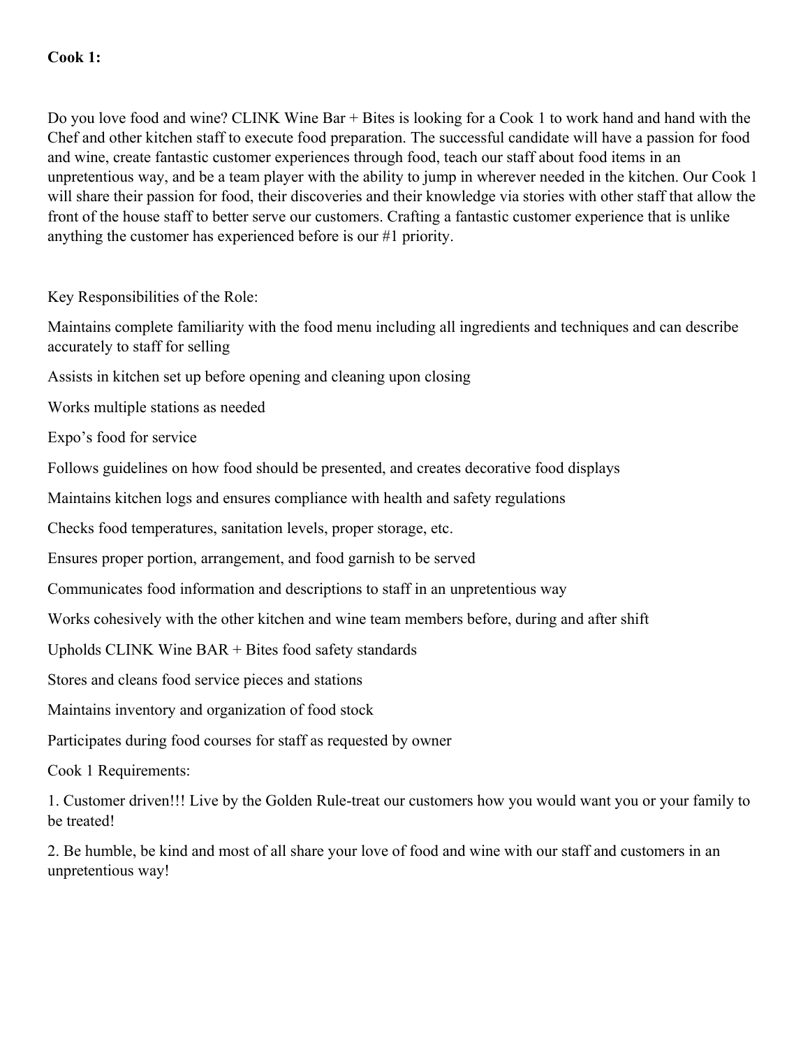**Cook 1:**

Do you love food and wine? CLINK Wine Bar + Bites is looking for a Cook 1 to work hand and hand with the Chef and other kitchen staff to execute food preparation. The successful candidate will have a passion for food and wine, create fantastic customer experiences through food, teach our staff about food items in an unpretentious way, and be a team player with the ability to jump in wherever needed in the kitchen. Our Cook 1 will share their passion for food, their discoveries and their knowledge via stories with other staff that allow the front of the house staff to better serve our customers. Crafting a fantastic customer experience that is unlike anything the customer has experienced before is our #1 priority.

Key Responsibilities of the Role:

Maintains complete familiarity with the food menu including all ingredients and techniques and can describe accurately to staff for selling

Assists in kitchen set up before opening and cleaning upon closing

Works multiple stations as needed

Expo's food for service

Follows guidelines on how food should be presented, and creates decorative food displays

Maintains kitchen logs and ensures compliance with health and safety regulations

Checks food temperatures, sanitation levels, proper storage, etc.

Ensures proper portion, arrangement, and food garnish to be served

Communicates food information and descriptions to staff in an unpretentious way

Works cohesively with the other kitchen and wine team members before, during and after shift

Upholds CLINK Wine BAR + Bites food safety standards

Stores and cleans food service pieces and stations

Maintains inventory and organization of food stock

Participates during food courses for staff as requested by owner

Cook 1 Requirements:

1. Customer driven!!! Live by the Golden Rule-treat our customers how you would want you or your family to be treated!

2. Be humble, be kind and most of all share your love of food and wine with our staff and customers in an unpretentious way!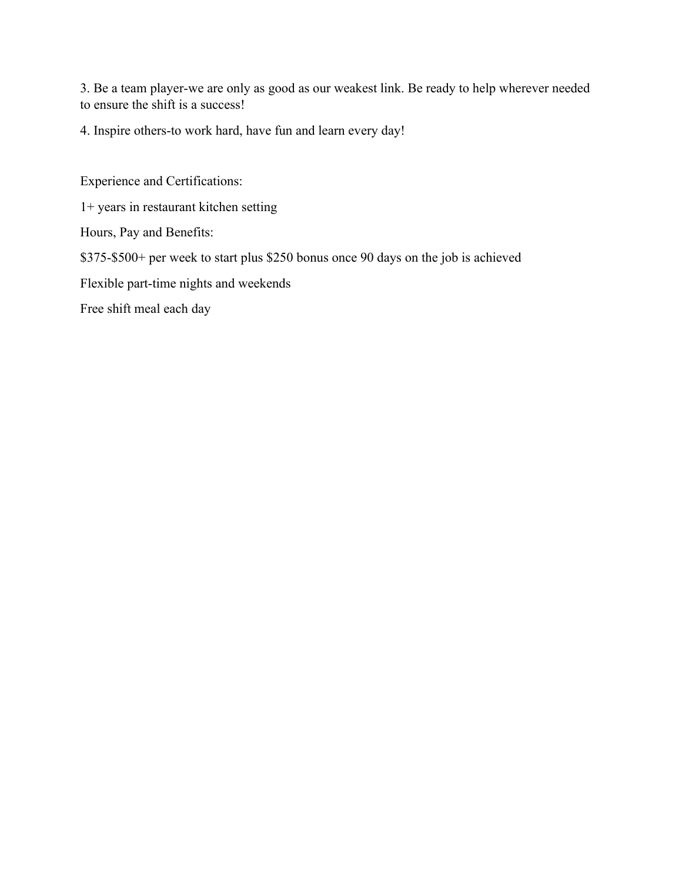3. Be a team player-we are only as good as our weakest link. Be ready to help wherever needed to ensure the shift is a success!

4. Inspire others-to work hard, have fun and learn every day!

Experience and Certifications:

1+ years in restaurant kitchen setting

Hours, Pay and Benefits:

$375-$500+ per week to start plus $250 bonus once 90 days on the job is achieved

Flexible part-time nights and weekends

Free shift meal each day